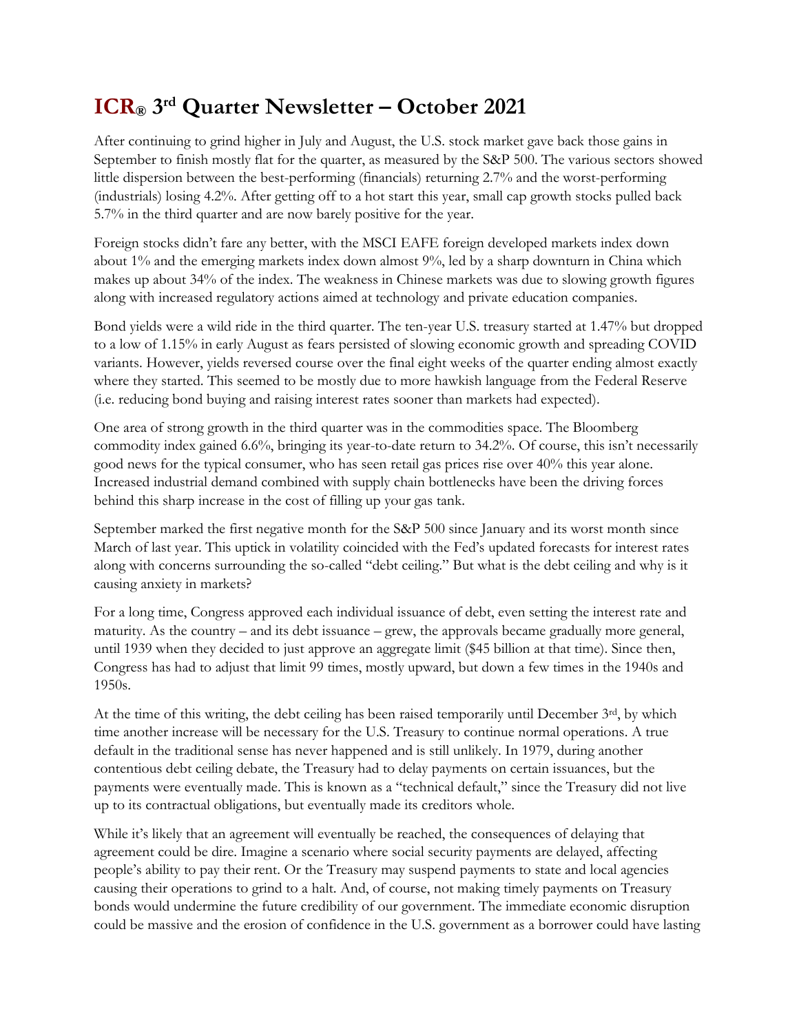# ICR® 3rd Quarter Newsletter – October 2021

After continuing to grind higher in July and August, the U.S. stock market gave back those gains in September to finish mostly flat for the quarter, as measured by the S&P 500. The various sectors showed little dispersion between the best-performing (financials) returning 2.7% and the worst-performing (industrials) losing 4.2%. After getting off to a hot start this year, small cap growth stocks pulled back 5.7% in the third quarter and are now barely positive for the year.

Foreign stocks didn't fare any better, with the MSCI EAFE foreign developed markets index down about 1% and the emerging markets index down almost 9%, led by a sharp downturn in China which makes up about 34% of the index. The weakness in Chinese markets was due to slowing growth figures along with increased regulatory actions aimed at technology and private education companies.

Bond yields were a wild ride in the third quarter. The ten-year U.S. treasury started at 1.47% but dropped to a low of 1.15% in early August as fears persisted of slowing economic growth and spreading COVID variants. However, yields reversed course over the final eight weeks of the quarter ending almost exactly where they started. This seemed to be mostly due to more hawkish language from the Federal Reserve (i.e. reducing bond buying and raising interest rates sooner than markets had expected).

One area of strong growth in the third quarter was in the commodities space. The Bloomberg commodity index gained 6.6%, bringing its year-to-date return to 34.2%. Of course, this isn't necessarily good news for the typical consumer, who has seen retail gas prices rise over 40% this year alone. Increased industrial demand combined with supply chain bottlenecks have been the driving forces behind this sharp increase in the cost of filling up your gas tank.

September marked the first negative month for the S&P 500 since January and its worst month since March of last year. This uptick in volatility coincided with the Fed's updated forecasts for interest rates along with concerns surrounding the so-called "debt ceiling." But what is the debt ceiling and why is it causing anxiety in markets?

For a long time, Congress approved each individual issuance of debt, even setting the interest rate and maturity. As the country – and its debt issuance – grew, the approvals became gradually more general, until 1939 when they decided to just approve an aggregate limit ($45 billion at that time). Since then, Congress has had to adjust that limit 99 times, mostly upward, but down a few times in the 1940s and 1950s.

At the time of this writing, the debt ceiling has been raised temporarily until December 3rd, by which time another increase will be necessary for the U.S. Treasury to continue normal operations. A true default in the traditional sense has never happened and is still unlikely. In 1979, during another contentious debt ceiling debate, the Treasury had to delay payments on certain issuances, but the payments were eventually made. This is known as a "technical default," since the Treasury did not live up to its contractual obligations, but eventually made its creditors whole.

While it's likely that an agreement will eventually be reached, the consequences of delaying that agreement could be dire. Imagine a scenario where social security payments are delayed, affecting people's ability to pay their rent. Or the Treasury may suspend payments to state and local agencies causing their operations to grind to a halt. And, of course, not making timely payments on Treasury bonds would undermine the future credibility of our government. The immediate economic disruption could be massive and the erosion of confidence in the U.S. government as a borrower could have lasting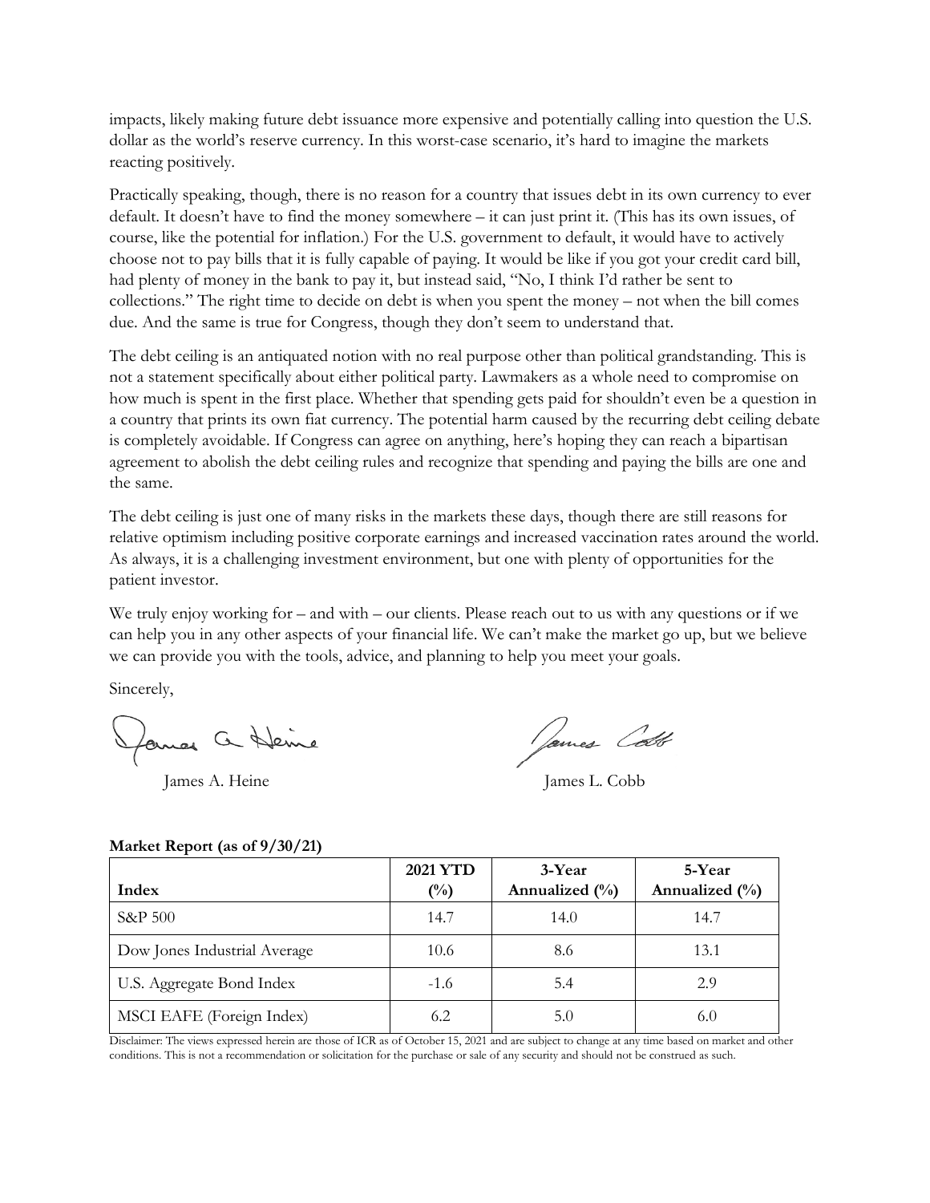impacts, likely making future debt issuance more expensive and potentially calling into question the U.S. dollar as the world's reserve currency. In this worst-case scenario, it's hard to imagine the markets reacting positively.

Practically speaking, though, there is no reason for a country that issues debt in its own currency to ever default. It doesn't have to find the money somewhere – it can just print it. (This has its own issues, of course, like the potential for inflation.) For the U.S. government to default, it would have to actively choose not to pay bills that it is fully capable of paying. It would be like if you got your credit card bill, had plenty of money in the bank to pay it, but instead said, "No, I think I'd rather be sent to collections." The right time to decide on debt is when you spent the money – not when the bill comes due. And the same is true for Congress, though they don't seem to understand that.

The debt ceiling is an antiquated notion with no real purpose other than political grandstanding. This is not a statement specifically about either political party. Lawmakers as a whole need to compromise on how much is spent in the first place. Whether that spending gets paid for shouldn't even be a question in a country that prints its own fiat currency. The potential harm caused by the recurring debt ceiling debate is completely avoidable. If Congress can agree on anything, here's hoping they can reach a bipartisan agreement to abolish the debt ceiling rules and recognize that spending and paying the bills are one and the same.

The debt ceiling is just one of many risks in the markets these days, though there are still reasons for relative optimism including positive corporate earnings and increased vaccination rates around the world. As always, it is a challenging investment environment, but one with plenty of opportunities for the patient investor.

We truly enjoy working for – and with – our clients. Please reach out to us with any questions or if we can help you in any other aspects of your financial life. We can't make the market go up, but we believe we can provide you with the tools, advice, and planning to help you meet your goals.

Sincerely,

James A. Heine

James L. Cobb

**Market Report (as of 9/30/21)**

| Index | 2021 YTD (%) | 3-Year Annualized (%) | 5-Year Annualized (%) |
|---|---|---|---|
| S&P 500 | 14.7 | 14.0 | 14.7 |
| Dow Jones Industrial Average | 10.6 | 8.6 | 13.1 |
| U.S. Aggregate Bond Index | -1.6 | 5.4 | 2.9 |
| MSCI EAFE (Foreign Index) | 6.2 | 5.0 | 6.0 |

Disclaimer: The views expressed herein are those of ICR as of October 15, 2021 and are subject to change at any time based on market and other conditions. This is not a recommendation or solicitation for the purchase or sale of any security and should not be construed as such.